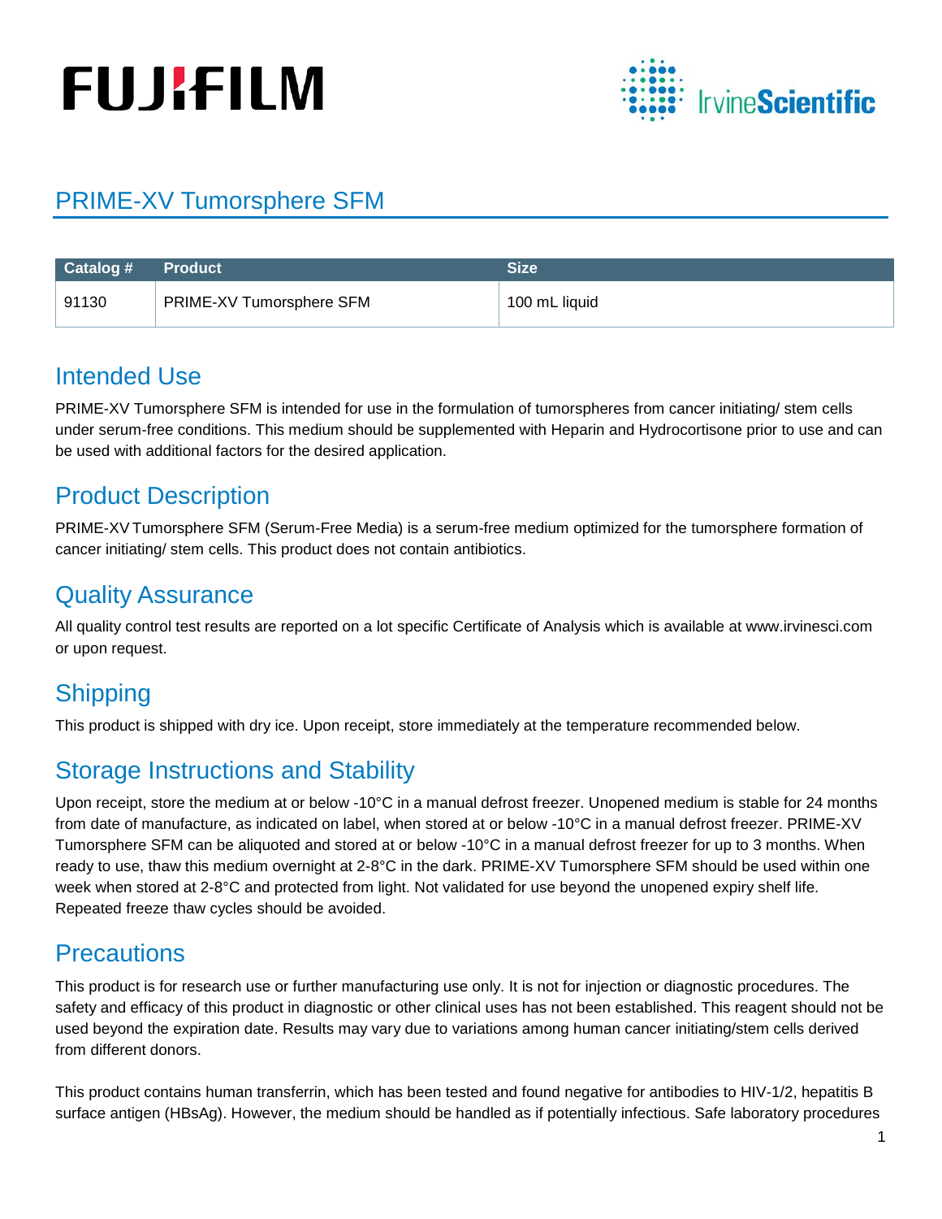# PRIME-XV Tumorsphere SFM

| Catalog # | Product | Size |
|---|---|---|
| 91130 | PRIME-XV Tumorsphere SFM | 100 mL liquid |

## Intended Use

PRIME-XV Tumorsphere SFM is intended for use in the formulation of tumorspheres from cancer initiating/ stem cells under serum-free conditions. This medium should be supplemented with Heparin and Hydrocortisone prior to use and can be used with additional factors for the desired application.

## Product Description

PRIME-XV Tumorsphere SFM (Serum-Free Media) is a serum-free medium optimized for the tumorsphere formation of cancer initiating/ stem cells. This product does not contain antibiotics.

## Quality Assurance

All quality control test results are reported on a lot specific Certificate of Analysis which is available at www.irvinesci.com or upon request.

## Shipping

This product is shipped with dry ice. Upon receipt, store immediately at the temperature recommended below.

## Storage Instructions and Stability

Upon receipt, store the medium at or below -10°C in a manual defrost freezer. Unopened medium is stable for 24 months from date of manufacture, as indicated on label, when stored at or below -10°C in a manual defrost freezer. PRIME-XV Tumorsphere SFM can be aliquoted and stored at or below -10°C in a manual defrost freezer for up to 3 months. When ready to use, thaw this medium overnight at 2-8°C in the dark. PRIME-XV Tumorsphere SFM should be used within one week when stored at 2-8°C and protected from light. Not validated for use beyond the unopened expiry shelf life. Repeated freeze thaw cycles should be avoided.

## Precautions

This product is for research use or further manufacturing use only. It is not for injection or diagnostic procedures. The safety and efficacy of this product in diagnostic or other clinical uses has not been established. This reagent should not be used beyond the expiration date. Results may vary due to variations among human cancer initiating/stem cells derived from different donors.

This product contains human transferrin, which has been tested and found negative for antibodies to HIV-1/2, hepatitis B surface antigen (HBsAg). However, the medium should be handled as if potentially infectious. Safe laboratory procedures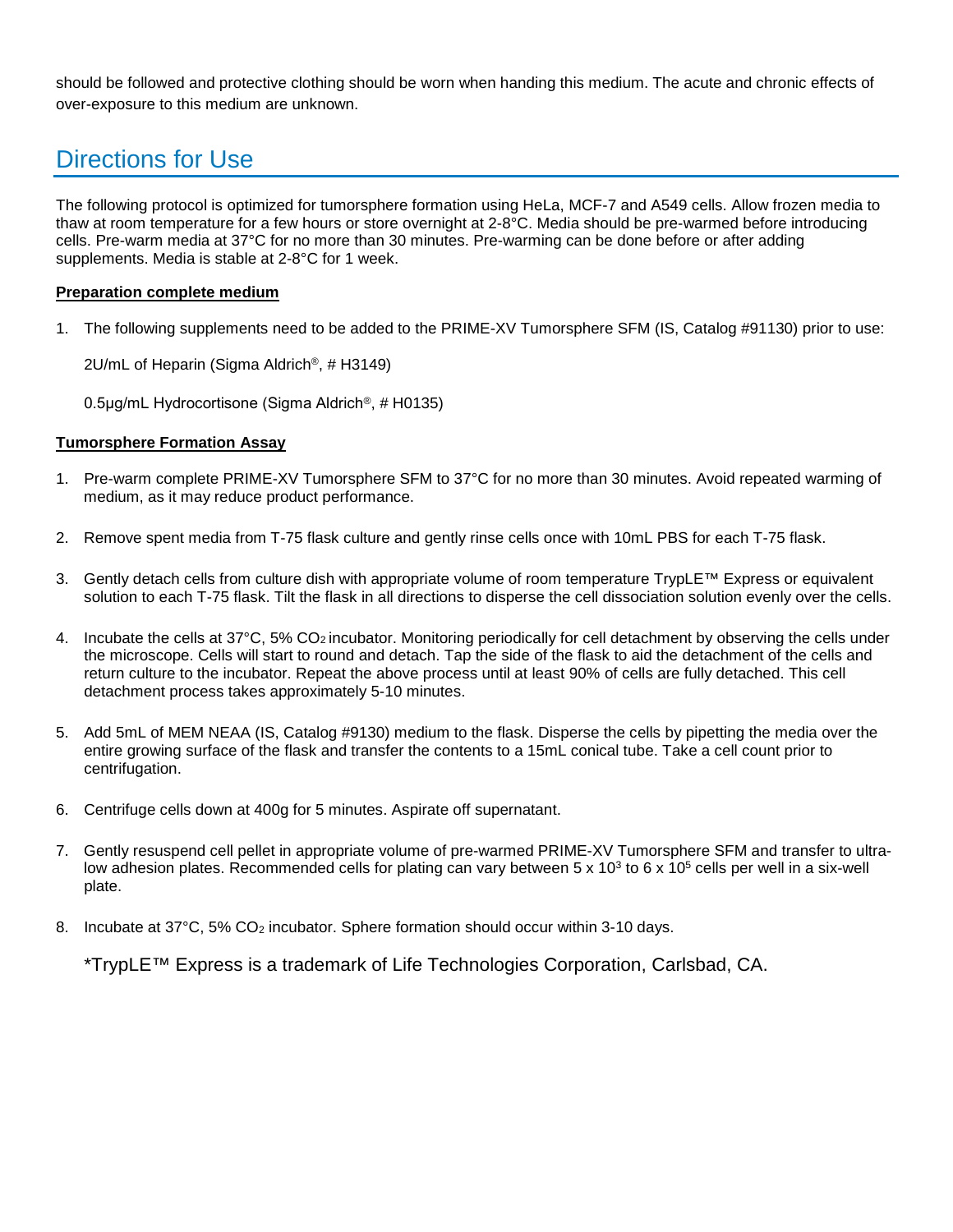should be followed and protective clothing should be worn when handing this medium. The acute and chronic effects of over-exposure to this medium are unknown.

## Directions for Use

The following protocol is optimized for tumorsphere formation using HeLa, MCF-7 and A549 cells. Allow frozen media to thaw at room temperature for a few hours or store overnight at 2-8°C. Media should be pre-warmed before introducing cells. Pre-warm media at 37°C for no more than 30 minutes. Pre-warming can be done before or after adding supplements. Media is stable at 2-8°C for 1 week.

**Preparation complete medium**

1. The following supplements need to be added to the PRIME-XV Tumorsphere SFM (IS, Catalog #91130) prior to use:

   2U/mL of Heparin (Sigma Aldrich®, # H3149)

   0.5µg/mL Hydrocortisone (Sigma Aldrich®, # H0135)

**Tumorsphere Formation Assay**

1. Pre-warm complete PRIME-XV Tumorsphere SFM to 37°C for no more than 30 minutes. Avoid repeated warming of medium, as it may reduce product performance.

2. Remove spent media from T-75 flask culture and gently rinse cells once with 10mL PBS for each T-75 flask.

3. Gently detach cells from culture dish with appropriate volume of room temperature TrypLE™ Express or equivalent solution to each T-75 flask. Tilt the flask in all directions to disperse the cell dissociation solution evenly over the cells.

4. Incubate the cells at 37°C, 5% $CO_2$ incubator. Monitoring periodically for cell detachment by observing the cells under the microscope. Cells will start to round and detach. Tap the side of the flask to aid the detachment of the cells and return culture to the incubator. Repeat the above process until at least 90% of cells are fully detached. This cell detachment process takes approximately 5-10 minutes.

5. Add 5mL of MEM NEAA (IS, Catalog #9130) medium to the flask. Disperse the cells by pipetting the media over the entire growing surface of the flask and transfer the contents to a 15mL conical tube. Take a cell count prior to centrifugation.

6. Centrifuge cells down at 400g for 5 minutes. Aspirate off supernatant.

7. Gently resuspend cell pellet in appropriate volume of pre-warmed PRIME-XV Tumorsphere SFM and transfer to ultra-low adhesion plates. Recommended cells for plating can vary between $5 \times 10^3$ to $6 \times 10^5$ cells per well in a six-well plate.

8. Incubate at 37°C, 5% $CO_2$ incubator. Sphere formation should occur within 3-10 days.

*TrypLE™ Express is a trademark of Life Technologies Corporation, Carlsbad, CA.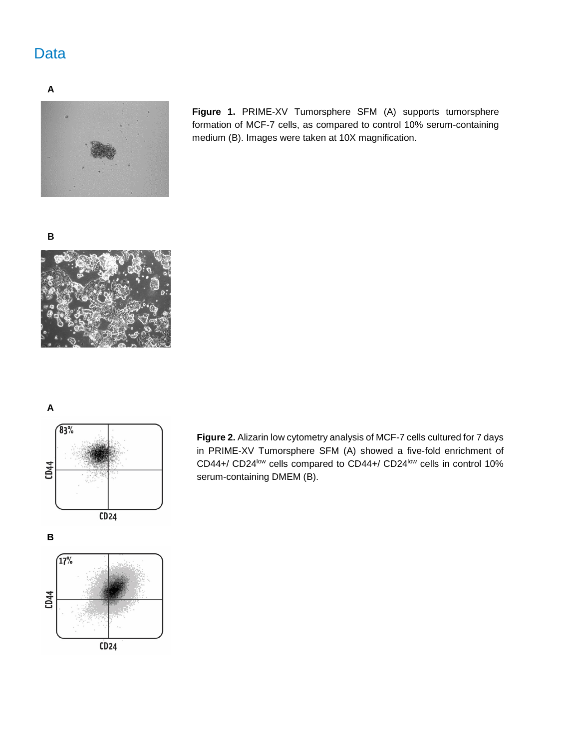## Data

A

B

**Figure 1.** PRIME-XV Tumorsphere SFM (A) supports tumorsphere formation of MCF-7 cells, as compared to control 10% serum-containing medium (B). Images were taken at 10X magnification.

A

B

**Figure 2.** Alizarin low cytometry analysis of MCF-7 cells cultured for 7 days in PRIME-XV Tumorsphere SFM (A) showed a five-fold enrichment of CD44+/ CD24$^{low}$ cells compared to CD44+/ CD24$^{low}$ cells in control 10% serum-containing DMEM (B).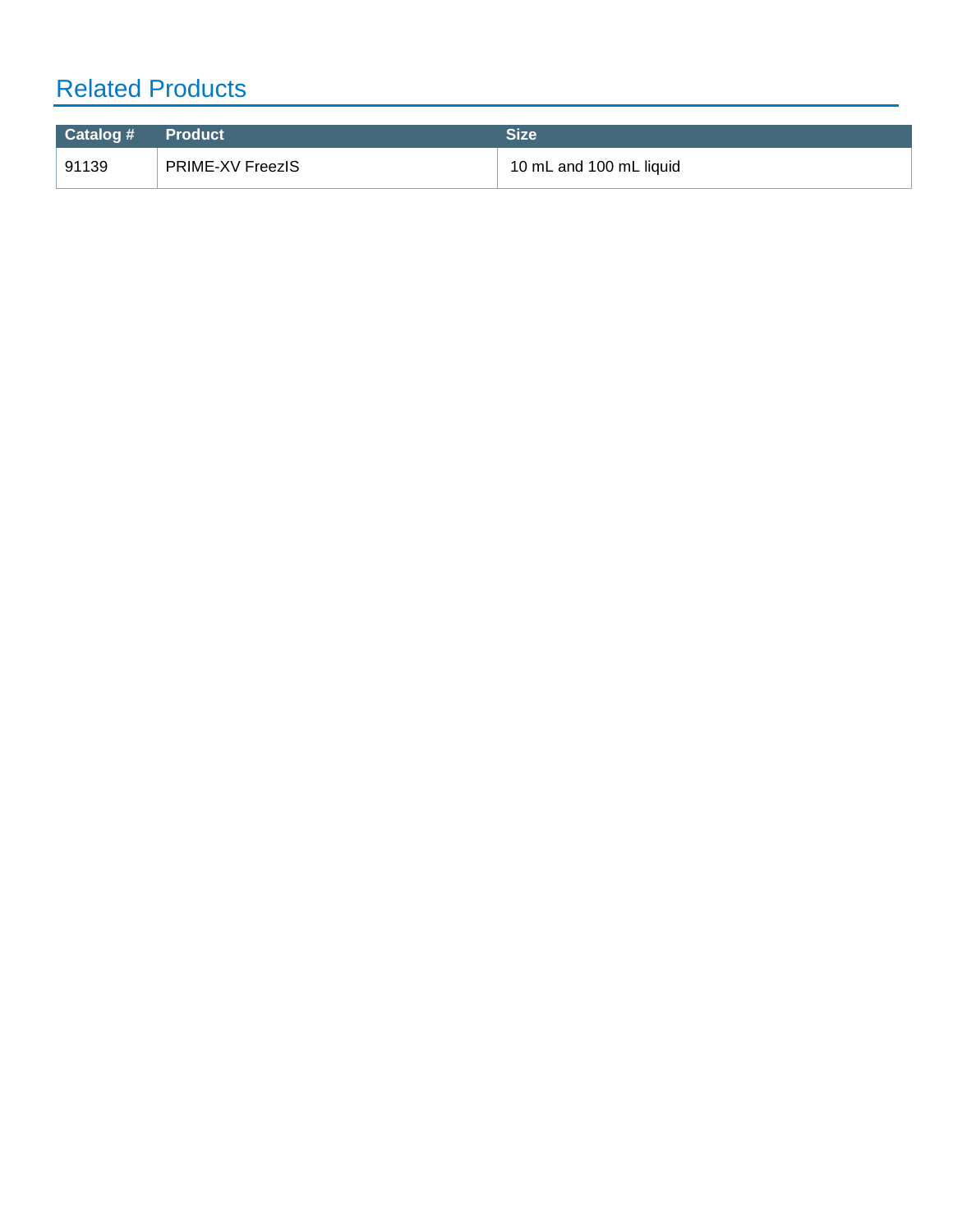## Related Products

| Catalog # | Product | Size |
| --- | --- | --- |
| 91139 | PRIME-XV FreezIS | 10 mL and 100 mL liquid |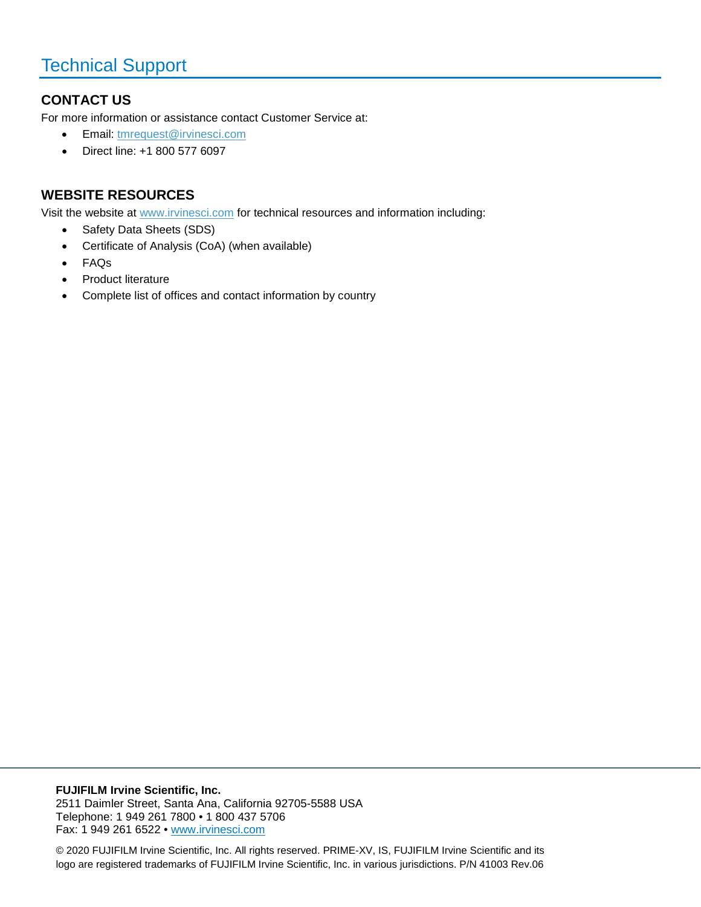# Technical Support

## CONTACT US

For more information or assistance contact Customer Service at:

- Email: tmrequest@irvinesci.com
- Direct line: +1 800 577 6097

## WEBSITE RESOURCES

Visit the website at www.irvinesci.com for technical resources and information including:

- Safety Data Sheets (SDS)
- Certificate of Analysis (CoA) (when available)
- FAQs
- Product literature
- Complete list of offices and contact information by country

**FUJIFILM Irvine Scientific, Inc.**
2511 Daimler Street, Santa Ana, California 92705-5588 USA
Telephone: 1 949 261 7800 • 1 800 437 5706
Fax: 1 949 261 6522 • www.irvinesci.com

© 2020 FUJIFILM Irvine Scientific, Inc. All rights reserved. PRIME-XV, IS, FUJIFILM Irvine Scientific and its logo are registered trademarks of FUJIFILM Irvine Scientific, Inc. in various jurisdictions. P/N 41003 Rev.06